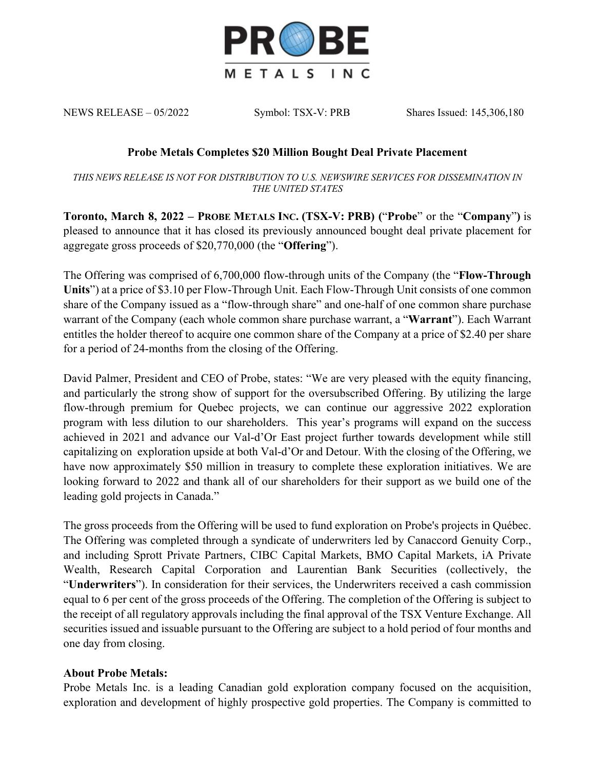PROBE METALS INC

NEWS RELEASE – 05/2022 Symbol: TSX-V: PRB Shares Issued: 145,306,180

## Probe Metals Completes $20 Million Bought Deal Private Placement

*THIS NEWS RELEASE IS NOT FOR DISTRIBUTION TO U.S. NEWSWIRE SERVICES FOR DISSEMINATION IN THE UNITED STATES*

**Toronto, March 8, 2022 – PROBE METALS INC. (TSX-V: PRB)** ("**Probe**" or the "**Company**") is pleased to announce that it has closed its previously announced bought deal private placement for aggregate gross proceeds of $20,770,000 (the "**Offering**").

The Offering was comprised of 6,700,000 flow-through units of the Company (the "**Flow-Through Units**") at a price of $3.10 per Flow-Through Unit. Each Flow-Through Unit consists of one common share of the Company issued as a "flow-through share" and one-half of one common share purchase warrant of the Company (each whole common share purchase warrant, a "**Warrant**"). Each Warrant entitles the holder thereof to acquire one common share of the Company at a price of $2.40 per share for a period of 24-months from the closing of the Offering.

David Palmer, President and CEO of Probe, states: "We are very pleased with the equity financing, and particularly the strong show of support for the oversubscribed Offering. By utilizing the large flow-through premium for Quebec projects, we can continue our aggressive 2022 exploration program with less dilution to our shareholders. This year's programs will expand on the success achieved in 2021 and advance our Val-d'Or East project further towards development while still capitalizing on exploration upside at both Val-d'Or and Detour. With the closing of the Offering, we have now approximately $50 million in treasury to complete these exploration initiatives. We are looking forward to 2022 and thank all of our shareholders for their support as we build one of the leading gold projects in Canada."

The gross proceeds from the Offering will be used to fund exploration on Probe's projects in Québec. The Offering was completed through a syndicate of underwriters led by Canaccord Genuity Corp., and including Sprott Private Partners, CIBC Capital Markets, BMO Capital Markets, iA Private Wealth, Research Capital Corporation and Laurentian Bank Securities (collectively, the "**Underwriters**"). In consideration for their services, the Underwriters received a cash commission equal to 6 per cent of the gross proceeds of the Offering. The completion of the Offering is subject to the receipt of all regulatory approvals including the final approval of the TSX Venture Exchange. All securities issued and issuable pursuant to the Offering are subject to a hold period of four months and one day from closing.

**About Probe Metals:**

Probe Metals Inc. is a leading Canadian gold exploration company focused on the acquisition, exploration and development of highly prospective gold properties. The Company is committed to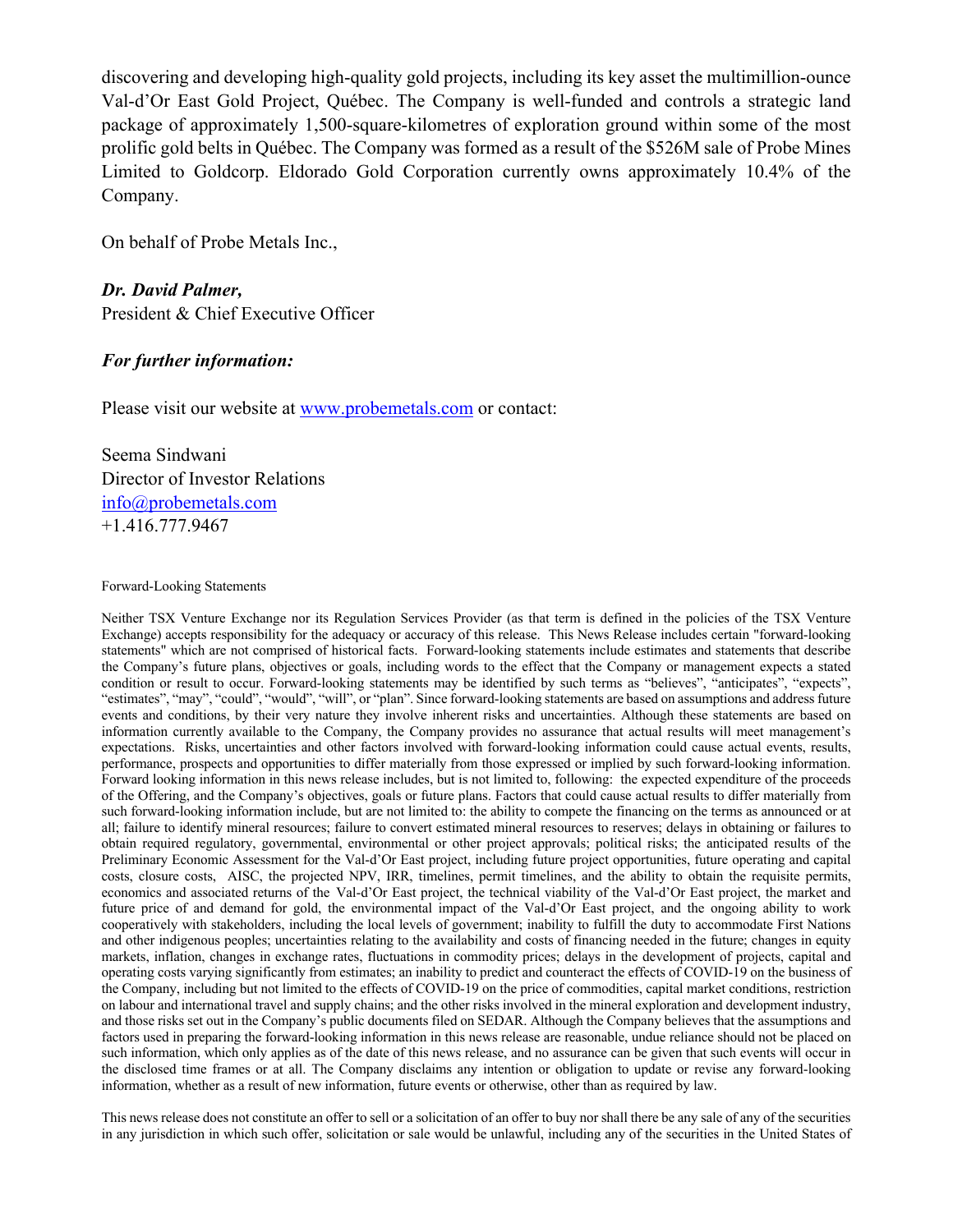discovering and developing high-quality gold projects, including its key asset the multimillion-ounce Val-d'Or East Gold Project, Québec. The Company is well-funded and controls a strategic land package of approximately 1,500-square-kilometres of exploration ground within some of the most prolific gold belts in Québec. The Company was formed as a result of the $526M sale of Probe Mines Limited to Goldcorp. Eldorado Gold Corporation currently owns approximately 10.4% of the Company.

On behalf of Probe Metals Inc.,

***Dr. David Palmer,***
President & Chief Executive Officer

***For further information:***

Please visit our website at [www.probemetals.com](www.probemetals.com) or contact:

Seema Sindwani
Director of Investor Relations
[info@probemetals.com](mailto:info@probemetals.com)
+1.416.777.9467

Forward-Looking Statements

Neither TSX Venture Exchange nor its Regulation Services Provider (as that term is defined in the policies of the TSX Venture Exchange) accepts responsibility for the adequacy or accuracy of this release. This News Release includes certain "forward-looking statements" which are not comprised of historical facts. Forward-looking statements include estimates and statements that describe the Company's future plans, objectives or goals, including words to the effect that the Company or management expects a stated condition or result to occur. Forward-looking statements may be identified by such terms as "believes", "anticipates", "expects", "estimates", "may", "could", "would", "will", or "plan". Since forward-looking statements are based on assumptions and address future events and conditions, by their very nature they involve inherent risks and uncertainties. Although these statements are based on information currently available to the Company, the Company provides no assurance that actual results will meet management's expectations. Risks, uncertainties and other factors involved with forward-looking information could cause actual events, results, performance, prospects and opportunities to differ materially from those expressed or implied by such forward-looking information. Forward looking information in this news release includes, but is not limited to, following: the expected expenditure of the proceeds of the Offering, and the Company's objectives, goals or future plans. Factors that could cause actual results to differ materially from such forward-looking information include, but are not limited to: the ability to compete the financing on the terms as announced or at all; failure to identify mineral resources; failure to convert estimated mineral resources to reserves; delays in obtaining or failures to obtain required regulatory, governmental, environmental or other project approvals; political risks; the anticipated results of the Preliminary Economic Assessment for the Val-d'Or East project, including future project opportunities, future operating and capital costs, closure costs, AISC, the projected NPV, IRR, timelines, permit timelines, and the ability to obtain the requisite permits, economics and associated returns of the Val-d'Or East project, the technical viability of the Val-d'Or East project, the market and future price of and demand for gold, the environmental impact of the Val-d'Or East project, and the ongoing ability to work cooperatively with stakeholders, including the local levels of government; inability to fulfill the duty to accommodate First Nations and other indigenous peoples; uncertainties relating to the availability and costs of financing needed in the future; changes in equity markets, inflation, changes in exchange rates, fluctuations in commodity prices; delays in the development of projects, capital and operating costs varying significantly from estimates; an inability to predict and counteract the effects of COVID-19 on the business of the Company, including but not limited to the effects of COVID-19 on the price of commodities, capital market conditions, restriction on labour and international travel and supply chains; and the other risks involved in the mineral exploration and development industry, and those risks set out in the Company's public documents filed on SEDAR. Although the Company believes that the assumptions and factors used in preparing the forward-looking information in this news release are reasonable, undue reliance should not be placed on such information, which only applies as of the date of this news release, and no assurance can be given that such events will occur in the disclosed time frames or at all. The Company disclaims any intention or obligation to update or revise any forward-looking information, whether as a result of new information, future events or otherwise, other than as required by law.

This news release does not constitute an offer to sell or a solicitation of an offer to buy nor shall there be any sale of any of the securities in any jurisdiction in which such offer, solicitation or sale would be unlawful, including any of the securities in the United States of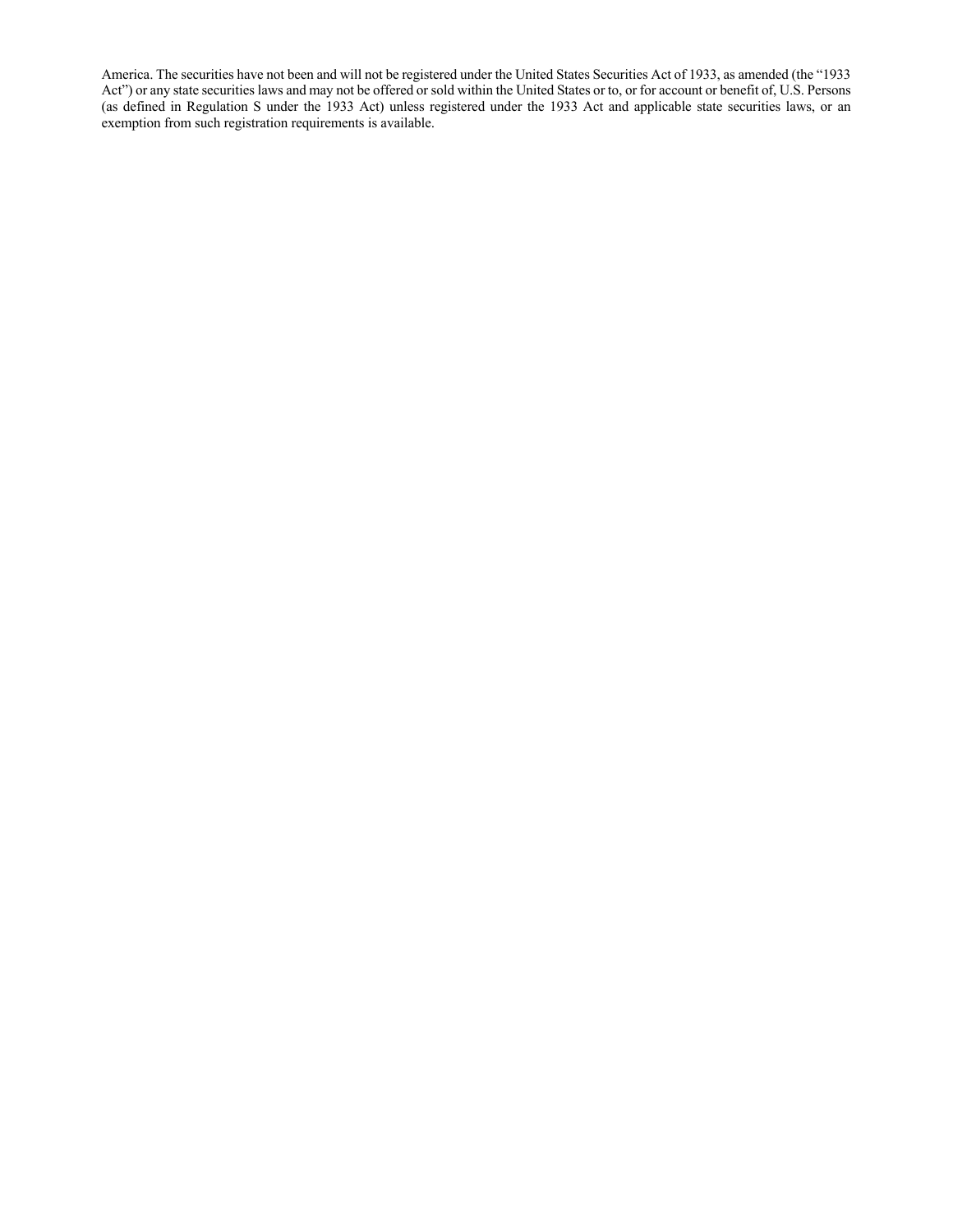America. The securities have not been and will not be registered under the United States Securities Act of 1933, as amended (the "1933 Act") or any state securities laws and may not be offered or sold within the United States or to, or for account or benefit of, U.S. Persons (as defined in Regulation S under the 1933 Act) unless registered under the 1933 Act and applicable state securities laws, or an exemption from such registration requirements is available.